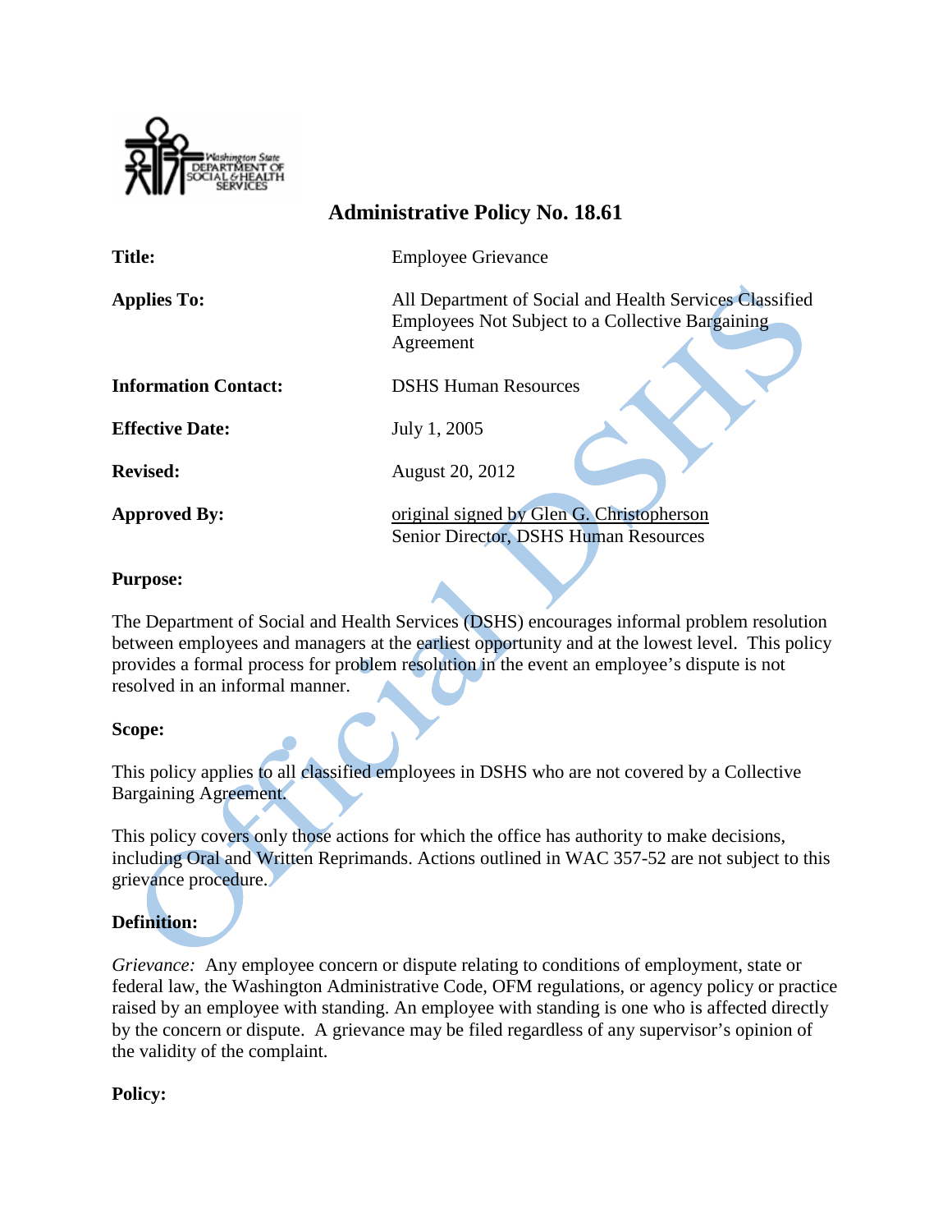# Administrative Policy No. 18.61

| | |
|---|---|
| **Title:** | Employee Grievance |
| **Applies To:** | All Department of Social and Health Services Classified Employees Not Subject to a Collective Bargaining Agreement |
| **Information Contact:** | DSHS Human Resources |
| **Effective Date:** | July 1, 2005 |
| **Revised:** | August 20, 2012 |
| **Approved By:** | original signed by Glen G. Christopherson<br>Senior Director, DSHS Human Resources |

## Purpose:

The Department of Social and Health Services (DSHS) encourages informal problem resolution between employees and managers at the earliest opportunity and at the lowest level. This policy provides a formal process for problem resolution in the event an employee's dispute is not resolved in an informal manner.

## Scope:

This policy applies to all classified employees in DSHS who are not covered by a Collective Bargaining Agreement.

This policy covers only those actions for which the office has authority to make decisions, including Oral and Written Reprimands. Actions outlined in WAC 357-52 are not subject to this grievance procedure.

## Definition:

*Grievance:* Any employee concern or dispute relating to conditions of employment, state or federal law, the Washington Administrative Code, OFM regulations, or agency policy or practice raised by an employee with standing. An employee with standing is one who is affected directly by the concern or dispute. A grievance may be filed regardless of any supervisor's opinion of the validity of the complaint.

## Policy: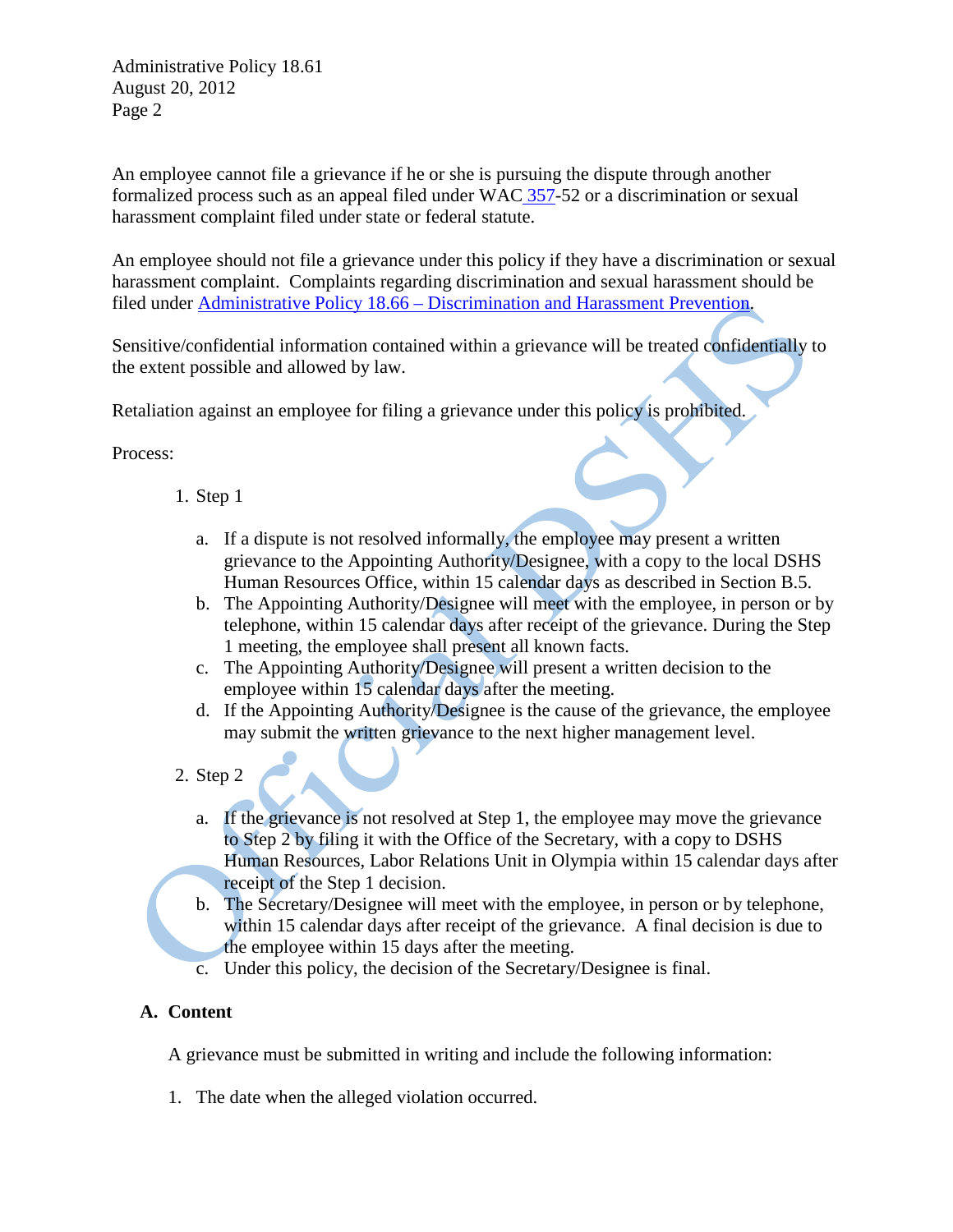An employee cannot file a grievance if he or she is pursuing the dispute through another formalized process such as an appeal filed under WAC 357-52 or a discrimination or sexual harassment complaint filed under state or federal statute.

An employee should not file a grievance under this policy if they have a discrimination or sexual harassment complaint. Complaints regarding discrimination and sexual harassment should be filed under Administrative Policy 18.66 – Discrimination and Harassment Prevention.

Sensitive/confidential information contained within a grievance will be treated confidentially to the extent possible and allowed by law.

Retaliation against an employee for filing a grievance under this policy is prohibited.

Process:

1. Step 1

    a. If a dispute is not resolved informally, the employee may present a written grievance to the Appointing Authority/Designee, with a copy to the local DSHS Human Resources Office, within 15 calendar days as described in Section B.5.
    b. The Appointing Authority/Designee will meet with the employee, in person or by telephone, within 15 calendar days after receipt of the grievance. During the Step 1 meeting, the employee shall present all known facts.
    c. The Appointing Authority/Designee will present a written decision to the employee within 15 calendar days after the meeting.
    d. If the Appointing Authority/Designee is the cause of the grievance, the employee may submit the written grievance to the next higher management level.

2. Step 2

    a. If the grievance is not resolved at Step 1, the employee may move the grievance to Step 2 by filing it with the Office of the Secretary, with a copy to DSHS Human Resources, Labor Relations Unit in Olympia within 15 calendar days after receipt of the Step 1 decision.
    b. The Secretary/Designee will meet with the employee, in person or by telephone, within 15 calendar days after receipt of the grievance. A final decision is due to the employee within 15 days after the meeting.
    c. Under this policy, the decision of the Secretary/Designee is final.

## A. Content

A grievance must be submitted in writing and include the following information:

1. The date when the alleged violation occurred.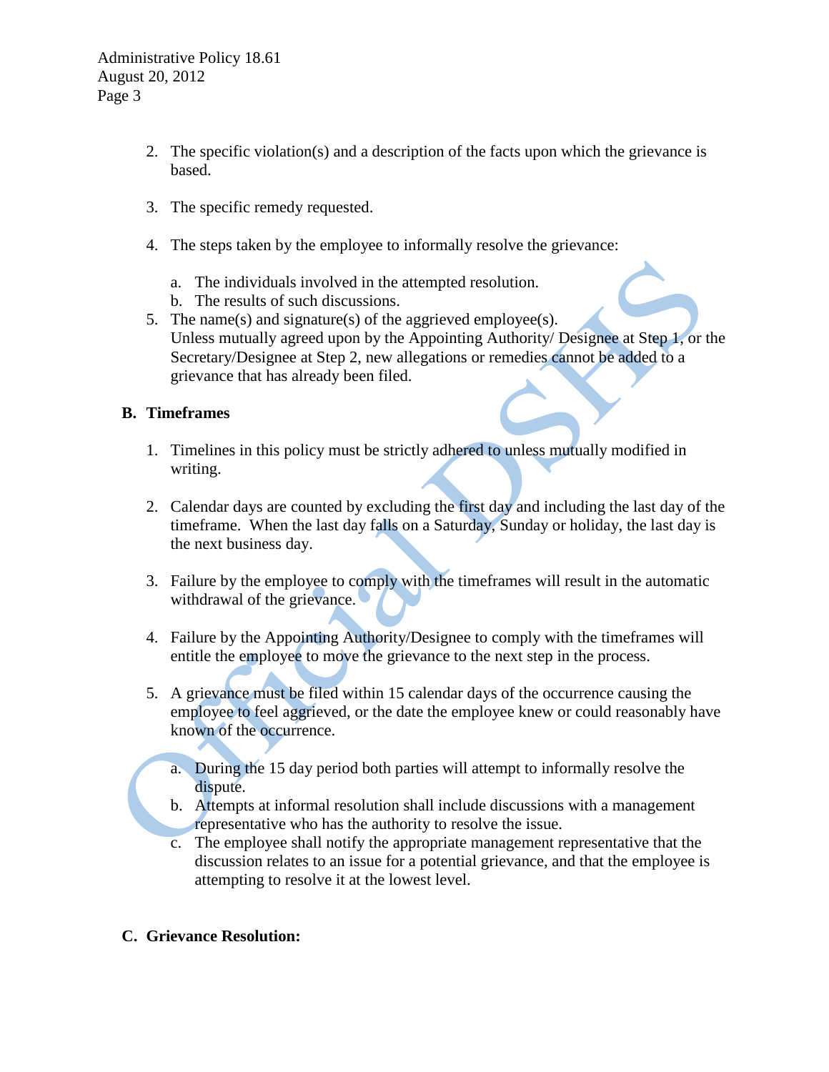2. The specific violation(s) and a description of the facts upon which the grievance is based.

3. The specific remedy requested.

4. The steps taken by the employee to informally resolve the grievance:

   a. The individuals involved in the attempted resolution.
   b. The results of such discussions.

5. The name(s) and signature(s) of the aggrieved employee(s).
   Unless mutually agreed upon by the Appointing Authority/ Designee at Step 1, or the Secretary/Designee at Step 2, new allegations or remedies cannot be added to a grievance that has already been filed.

**B. Timeframes**

1. Timelines in this policy must be strictly adhered to unless mutually modified in writing.

2. Calendar days are counted by excluding the first day and including the last day of the timeframe. When the last day falls on a Saturday, Sunday or holiday, the last day is the next business day.

3. Failure by the employee to comply with the timeframes will result in the automatic withdrawal of the grievance.

4. Failure by the Appointing Authority/Designee to comply with the timeframes will entitle the employee to move the grievance to the next step in the process.

5. A grievance must be filed within 15 calendar days of the occurrence causing the employee to feel aggrieved, or the date the employee knew or could reasonably have known of the occurrence.

   a. During the 15 day period both parties will attempt to informally resolve the dispute.
   b. Attempts at informal resolution shall include discussions with a management representative who has the authority to resolve the issue.
   c. The employee shall notify the appropriate management representative that the discussion relates to an issue for a potential grievance, and that the employee is attempting to resolve it at the lowest level.

**C. Grievance Resolution:**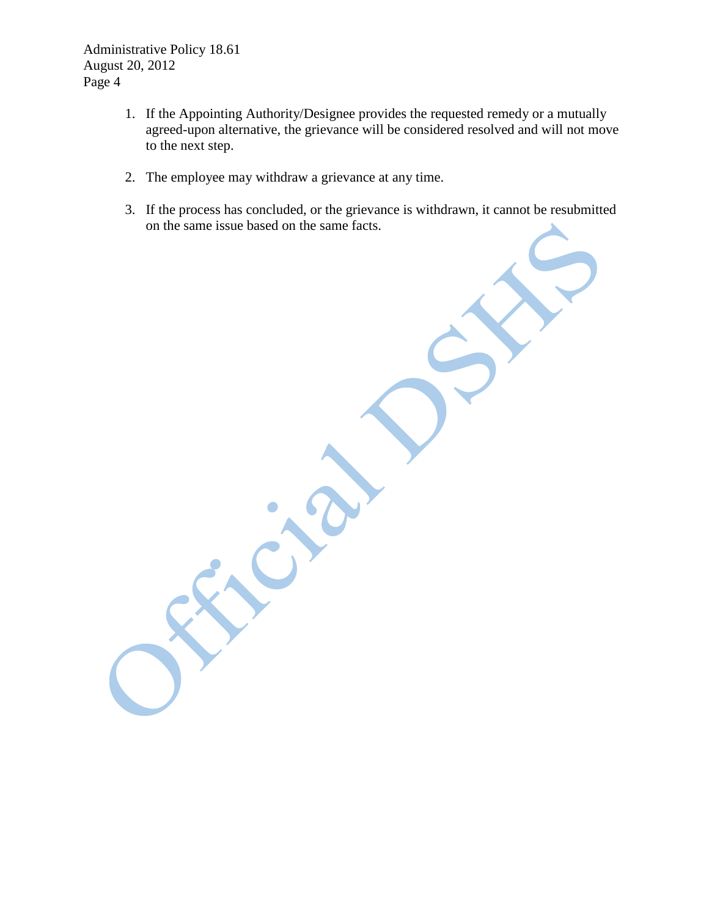1. If the Appointing Authority/Designee provides the requested remedy or a mutually agreed-upon alternative, the grievance will be considered resolved and will not move to the next step.

2. The employee may withdraw a grievance at any time.

3. If the process has concluded, or the grievance is withdrawn, it cannot be resubmitted on the same issue based on the same facts.